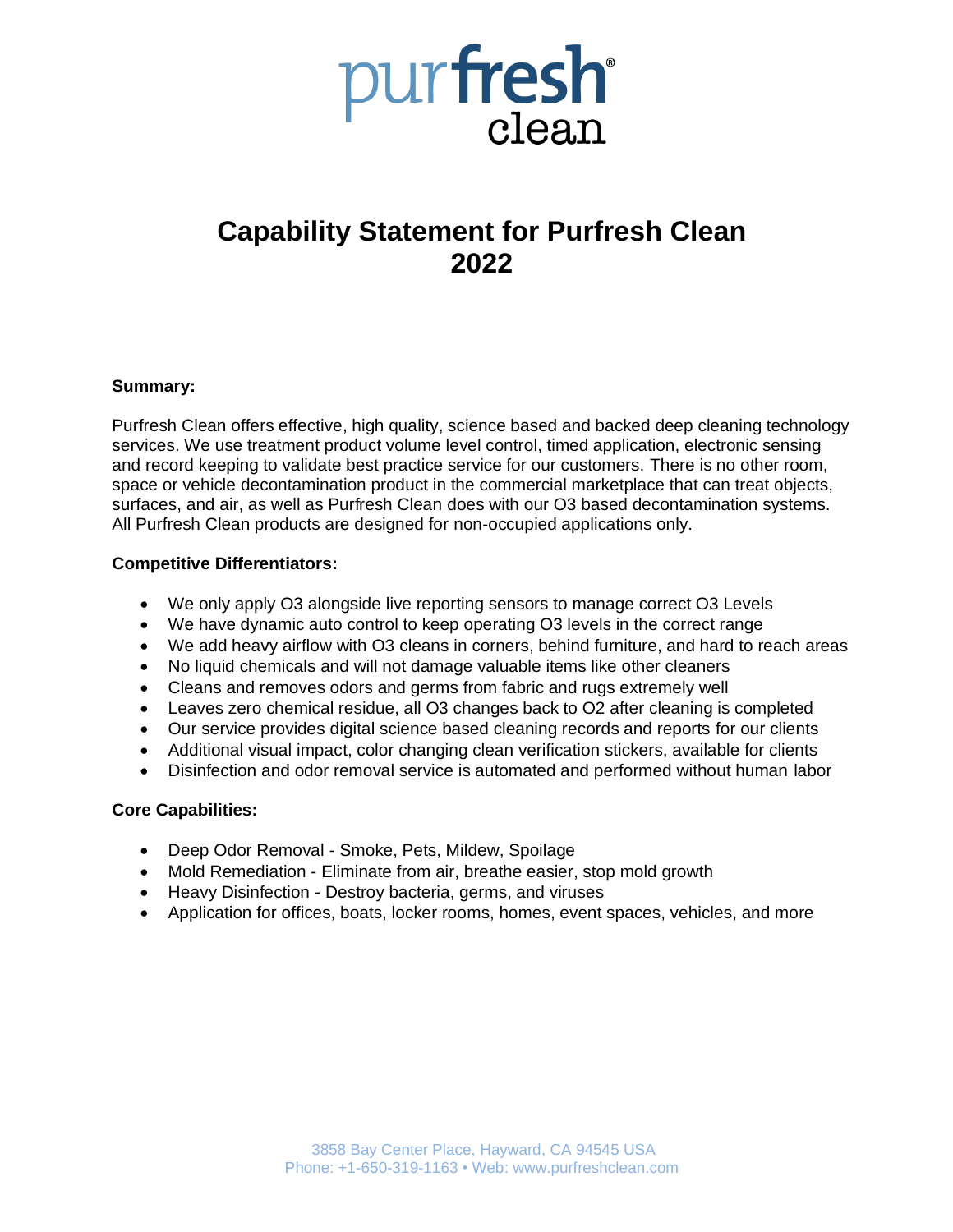purfresh® clean

# Capability Statement for Purfresh Clean 2022

**Summary:**

Purfresh Clean offers effective, high quality, science based and backed deep cleaning technology services. We use treatment product volume level control, timed application, electronic sensing and record keeping to validate best practice service for our customers. There is no other room, space or vehicle decontamination product in the commercial marketplace that can treat objects, surfaces, and air, as well as Purfresh Clean does with our O3 based decontamination systems. All Purfresh Clean products are designed for non-occupied applications only.

**Competitive Differentiators:**

- We only apply O3 alongside live reporting sensors to manage correct O3 Levels
- We have dynamic auto control to keep operating O3 levels in the correct range
- We add heavy airflow with O3 cleans in corners, behind furniture, and hard to reach areas
- No liquid chemicals and will not damage valuable items like other cleaners
- Cleans and removes odors and germs from fabric and rugs extremely well
- Leaves zero chemical residue, all O3 changes back to O2 after cleaning is completed
- Our service provides digital science based cleaning records and reports for our clients
- Additional visual impact, color changing clean verification stickers, available for clients
- Disinfection and odor removal service is automated and performed without human labor

**Core Capabilities:**

- Deep Odor Removal - Smoke, Pets, Mildew, Spoilage
- Mold Remediation - Eliminate from air, breathe easier, stop mold growth
- Heavy Disinfection - Destroy bacteria, germs, and viruses
- Application for offices, boats, locker rooms, homes, event spaces, vehicles, and more

3858 Bay Center Place, Hayward, CA 94545 USA
Phone: +1-650-319-1163 • Web: www.purfreshclean.com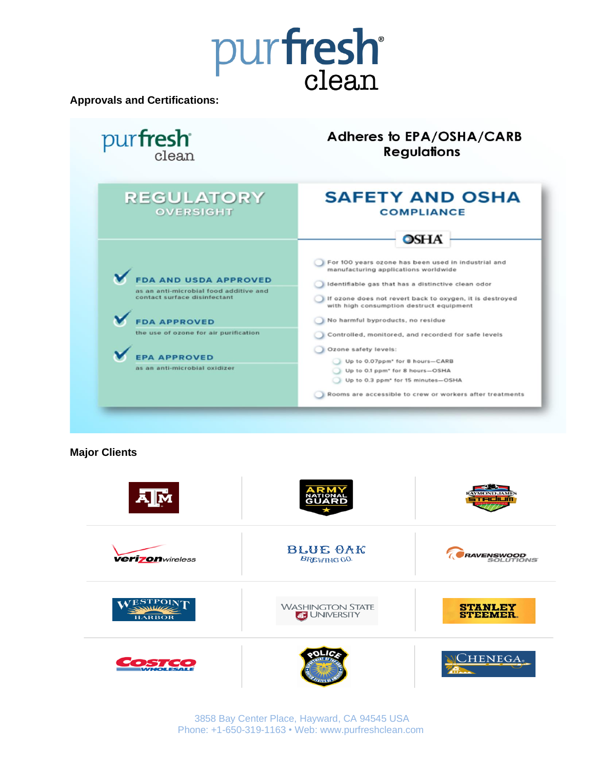purfresh clean

**Approvals and Certifications:**

purfresh clean

## Adheres to EPA/OSHA/CARB Regulations

| REGULATORY OVERSIGHT | SAFETY AND OSHA COMPLIANCE |
|---|---|
| **FDA AND USDA APPROVED** as an anti-microbial food additive and contact surface disinfectant | OSHA |
| **FDA APPROVED** the use of ozone for air purification | |
| **EPA APPROVED** as an anti-microbial oxidizer | |

- For 100 years ozone has been used in industrial and manufacturing applications worldwide
- Identifiable gas that has a distinctive clean odor
- If ozone does not revert back to oxygen, it is destroyed with high consumption destruct equipment
- No harmful byproducts, no residue
- Controlled, monitored, and recorded for safe levels
- Ozone safety levels:
  - Up to 0.07ppm* for 8 hours—CARB
  - Up to 0.1 ppm* for 8 hours—OSHA
  - Up to 0.3 ppm* for 15 minutes—OSHA
- Rooms are accessible to crew or workers after treatments

**Major Clients**

| | | |
|---|---|---|
| ATM | Army National Guard | Raymond James Stadium |
| Verizon wireless | Blue Oak Brewing Co. | Ravenswood Solutions |
| Westpoint Harbor | Washington State University | Stanley Steemer |
| Costco Wholesale | Police Department of the Army | Chenega |

3858 Bay Center Place, Hayward, CA 94545 USA
Phone: +1-650-319-1163 • Web: www.purfreshclean.com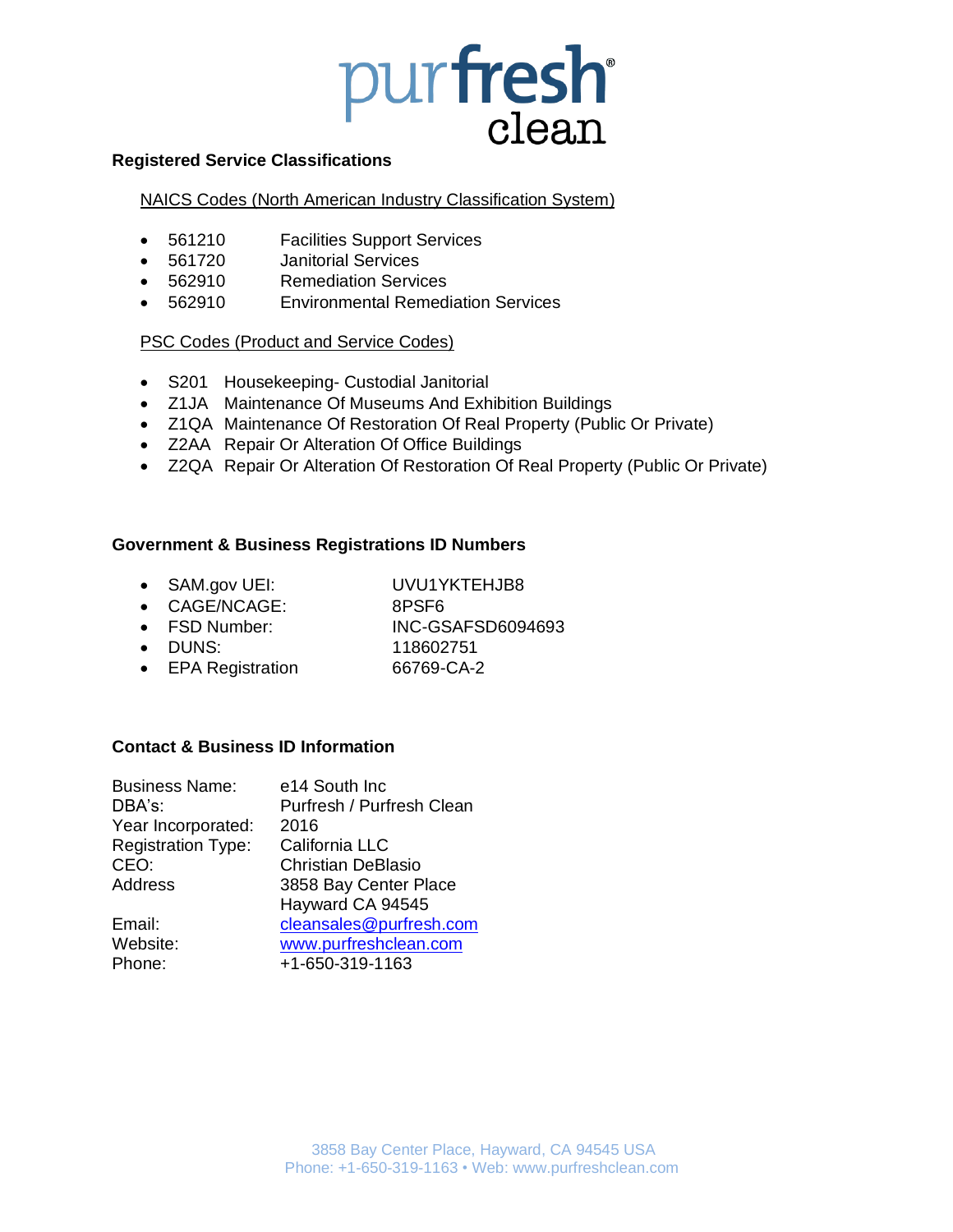purfresh clean

**Registered Service Classifications**

NAICS Codes (North American Industry Classification System)

- 561210 Facilities Support Services
- 561720 Janitorial Services
- 562910 Remediation Services
- 562910 Environmental Remediation Services

PSC Codes (Product and Service Codes)

- S201 Housekeeping- Custodial Janitorial
- Z1JA Maintenance Of Museums And Exhibition Buildings
- Z1QA Maintenance Of Restoration Of Real Property (Public Or Private)
- Z2AA Repair Or Alteration Of Office Buildings
- Z2QA Repair Or Alteration Of Restoration Of Real Property (Public Or Private)

**Government & Business Registrations ID Numbers**

- SAM.gov UEI: UVU1YKTEHJB8
- CAGE/NCAGE: 8PSF6
- FSD Number: INC-GSAFSD6094693
- DUNS: 118602751
- EPA Registration 66769-CA-2

**Contact & Business ID Information**

| | |
|---|---|
| Business Name: | e14 South Inc |
| DBA's: | Purfresh / Purfresh Clean |
| Year Incorporated: | 2016 |
| Registration Type: | California LLC |
| CEO: | Christian DeBlasio |
| Address | 3858 Bay Center Place<br>Hayward CA 94545 |
| Email: | cleansales@purfresh.com |
| Website: | www.purfreshclean.com |
| Phone: | +1-650-319-1163 |